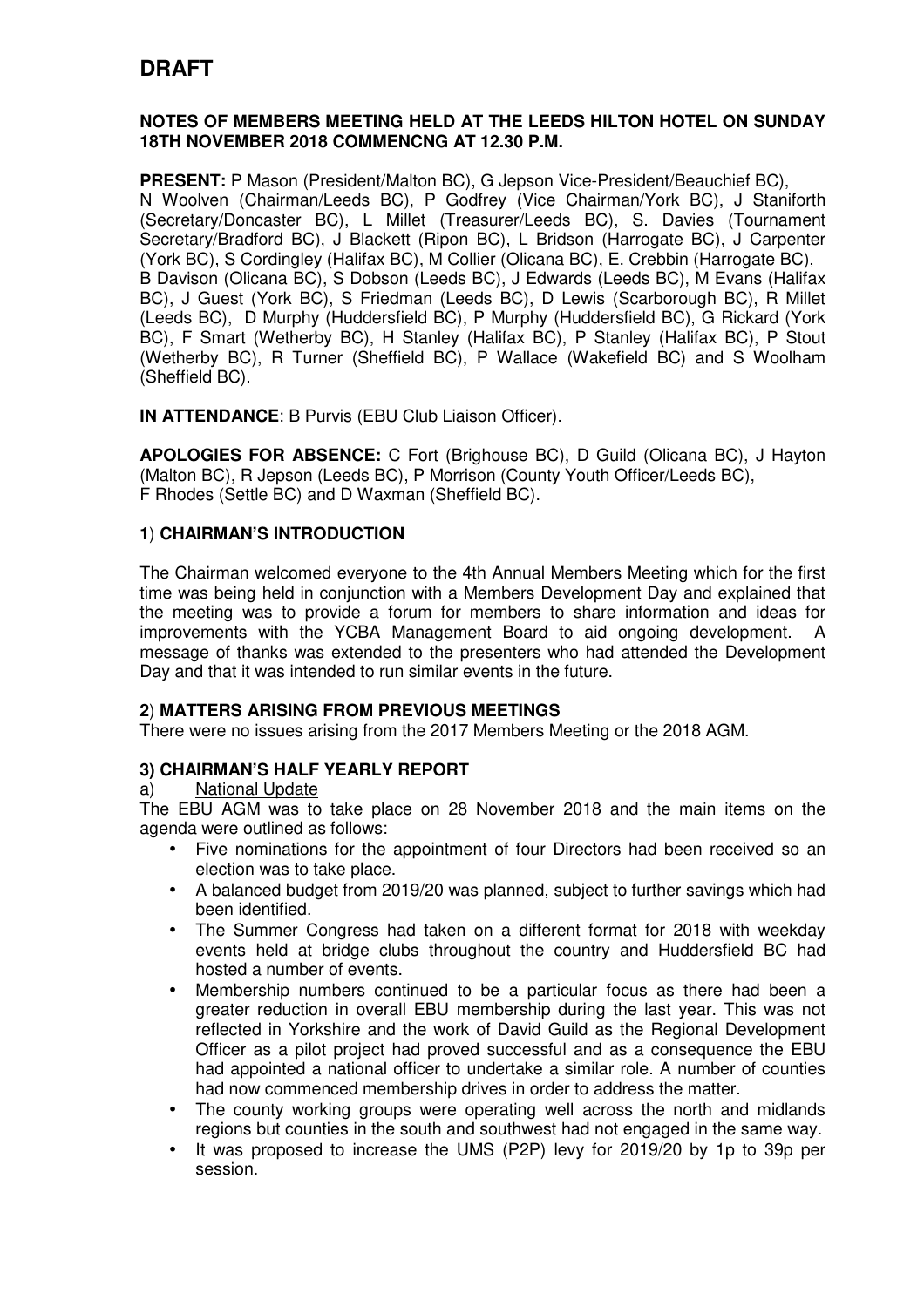# DRAFT

**NOTES OF MEMBERS MEETING HELD AT THE LEEDS HILTON HOTEL ON SUNDAY 18TH NOVEMBER 2018 COMMENCNG AT 12.30 P.M.**

**PRESENT:** P Mason (President/Malton BC), G Jepson Vice-President/Beauchief BC), N Woolven (Chairman/Leeds BC), P Godfrey (Vice Chairman/York BC), J Staniforth (Secretary/Doncaster BC), L Millet (Treasurer/Leeds BC), S. Davies (Tournament Secretary/Bradford BC), J Blackett (Ripon BC), L Bridson (Harrogate BC), J Carpenter (York BC), S Cordingley (Halifax BC), M Collier (Olicana BC), E. Crebbin (Harrogate BC), B Davison (Olicana BC), S Dobson (Leeds BC), J Edwards (Leeds BC), M Evans (Halifax BC), J Guest (York BC), S Friedman (Leeds BC), D Lewis (Scarborough BC), R Millet (Leeds BC), D Murphy (Huddersfield BC), P Murphy (Huddersfield BC), G Rickard (York BC), F Smart (Wetherby BC), H Stanley (Halifax BC), P Stanley (Halifax BC), P Stout (Wetherby BC), R Turner (Sheffield BC), P Wallace (Wakefield BC) and S Woolham (Sheffield BC).

**IN ATTENDANCE**: B Purvis (EBU Club Liaison Officer).

**APOLOGIES FOR ABSENCE:** C Fort (Brighouse BC), D Guild (Olicana BC), J Hayton (Malton BC), R Jepson (Leeds BC), P Morrison (County Youth Officer/Leeds BC), F Rhodes (Settle BC) and D Waxman (Sheffield BC).

## 1) CHAIRMAN'S INTRODUCTION

The Chairman welcomed everyone to the 4th Annual Members Meeting which for the first time was being held in conjunction with a Members Development Day and explained that the meeting was to provide a forum for members to share information and ideas for improvements with the YCBA Management Board to aid ongoing development. A message of thanks was extended to the presenters who had attended the Development Day and that it was intended to run similar events in the future.

## 2) MATTERS ARISING FROM PREVIOUS MEETINGS

There were no issues arising from the 2017 Members Meeting or the 2018 AGM.

## 3) CHAIRMAN'S HALF YEARLY REPORT

a) National Update

The EBU AGM was to take place on 28 November 2018 and the main items on the agenda were outlined as follows:

- Five nominations for the appointment of four Directors had been received so an election was to take place.
- A balanced budget from 2019/20 was planned, subject to further savings which had been identified.
- The Summer Congress had taken on a different format for 2018 with weekday events held at bridge clubs throughout the country and Huddersfield BC had hosted a number of events.
- Membership numbers continued to be a particular focus as there had been a greater reduction in overall EBU membership during the last year. This was not reflected in Yorkshire and the work of David Guild as the Regional Development Officer as a pilot project had proved successful and as a consequence the EBU had appointed a national officer to undertake a similar role. A number of counties had now commenced membership drives in order to address the matter.
- The county working groups were operating well across the north and midlands regions but counties in the south and southwest had not engaged in the same way.
- It was proposed to increase the UMS (P2P) levy for 2019/20 by 1p to 39p per session.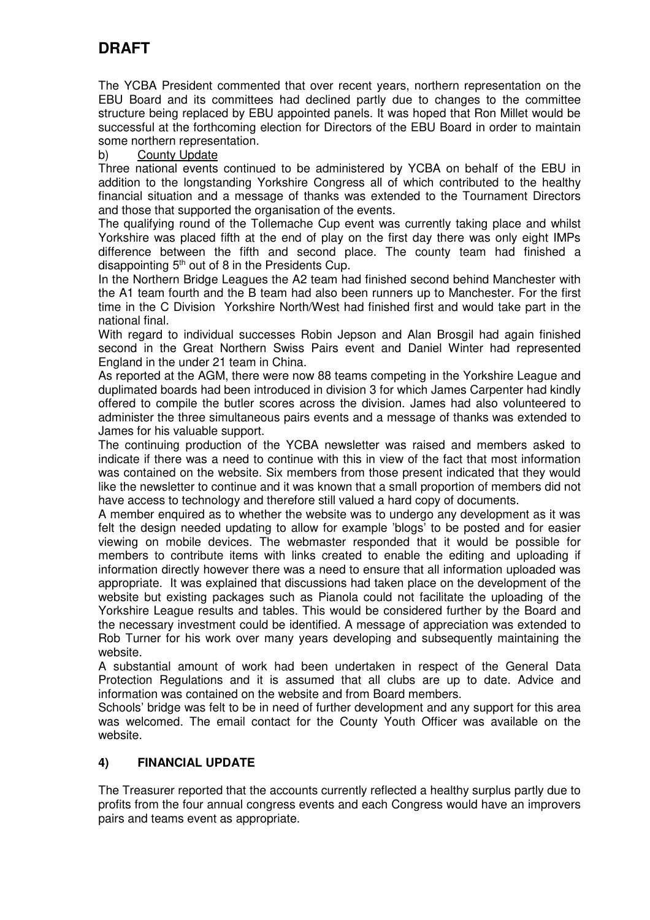# DRAFT

The YCBA President commented that over recent years, northern representation on the EBU Board and its committees had declined partly due to changes to the committee structure being replaced by EBU appointed panels. It was hoped that Ron Millet would be successful at the forthcoming election for Directors of the EBU Board in order to maintain some northern representation.

b) <u>County Update</u>

Three national events continued to be administered by YCBA on behalf of the EBU in addition to the longstanding Yorkshire Congress all of which contributed to the healthy financial situation and a message of thanks was extended to the Tournament Directors and those that supported the organisation of the events.

The qualifying round of the Tollemache Cup event was currently taking place and whilst Yorkshire was placed fifth at the end of play on the first day there was only eight IMPs difference between the fifth and second place. The county team had finished a disappointing 5th out of 8 in the Presidents Cup.

In the Northern Bridge Leagues the A2 team had finished second behind Manchester with the A1 team fourth and the B team had also been runners up to Manchester. For the first time in the C Division Yorkshire North/West had finished first and would take part in the national final.

With regard to individual successes Robin Jepson and Alan Brosgil had again finished second in the Great Northern Swiss Pairs event and Daniel Winter had represented England in the under 21 team in China.

As reported at the AGM, there were now 88 teams competing in the Yorkshire League and duplimated boards had been introduced in division 3 for which James Carpenter had kindly offered to compile the butler scores across the division. James had also volunteered to administer the three simultaneous pairs events and a message of thanks was extended to James for his valuable support.

The continuing production of the YCBA newsletter was raised and members asked to indicate if there was a need to continue with this in view of the fact that most information was contained on the website. Six members from those present indicated that they would like the newsletter to continue and it was known that a small proportion of members did not have access to technology and therefore still valued a hard copy of documents.

A member enquired as to whether the website was to undergo any development as it was felt the design needed updating to allow for example 'blogs' to be posted and for easier viewing on mobile devices. The webmaster responded that it would be possible for members to contribute items with links created to enable the editing and uploading if information directly however there was a need to ensure that all information uploaded was appropriate. It was explained that discussions had taken place on the development of the website but existing packages such as Pianola could not facilitate the uploading of the Yorkshire League results and tables. This would be considered further by the Board and the necessary investment could be identified. A message of appreciation was extended to Rob Turner for his work over many years developing and subsequently maintaining the website.

A substantial amount of work had been undertaken in respect of the General Data Protection Regulations and it is assumed that all clubs are up to date. Advice and information was contained on the website and from Board members.

Schools' bridge was felt to be in need of further development and any support for this area was welcomed. The email contact for the County Youth Officer was available on the website.

## 4) FINANCIAL UPDATE

The Treasurer reported that the accounts currently reflected a healthy surplus partly due to profits from the four annual congress events and each Congress would have an improvers pairs and teams event as appropriate.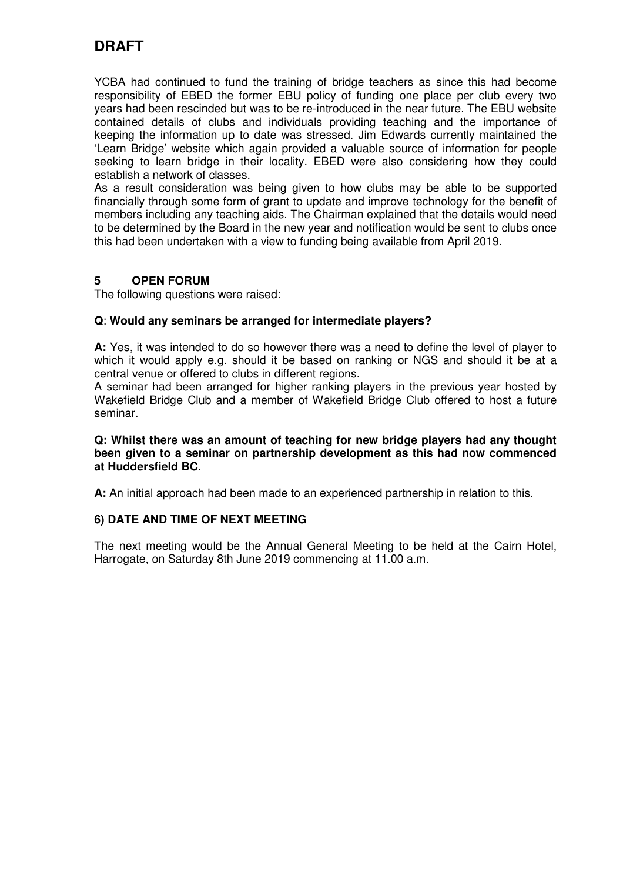# DRAFT

YCBA had continued to fund the training of bridge teachers as since this had become responsibility of EBED the former EBU policy of funding one place per club every two years had been rescinded but was to be re-introduced in the near future. The EBU website contained details of clubs and individuals providing teaching and the importance of keeping the information up to date was stressed. Jim Edwards currently maintained the 'Learn Bridge' website which again provided a valuable source of information for people seeking to learn bridge in their locality. EBED were also considering how they could establish a network of classes.

As a result consideration was being given to how clubs may be able to be supported financially through some form of grant to update and improve technology for the benefit of members including any teaching aids. The Chairman explained that the details would need to be determined by the Board in the new year and notification would be sent to clubs once this had been undertaken with a view to funding being available from April 2019.

## 5 OPEN FORUM

The following questions were raised:

**Q**: **Would any seminars be arranged for intermediate players?**

**A:** Yes, it was intended to do so however there was a need to define the level of player to which it would apply e.g. should it be based on ranking or NGS and should it be at a central venue or offered to clubs in different regions.

A seminar had been arranged for higher ranking players in the previous year hosted by Wakefield Bridge Club and a member of Wakefield Bridge Club offered to host a future seminar.

**Q: Whilst there was an amount of teaching for new bridge players had any thought been given to a seminar on partnership development as this had now commenced at Huddersfield BC.**

**A:** An initial approach had been made to an experienced partnership in relation to this.

## 6) DATE AND TIME OF NEXT MEETING

The next meeting would be the Annual General Meeting to be held at the Cairn Hotel, Harrogate, on Saturday 8th June 2019 commencing at 11.00 a.m.